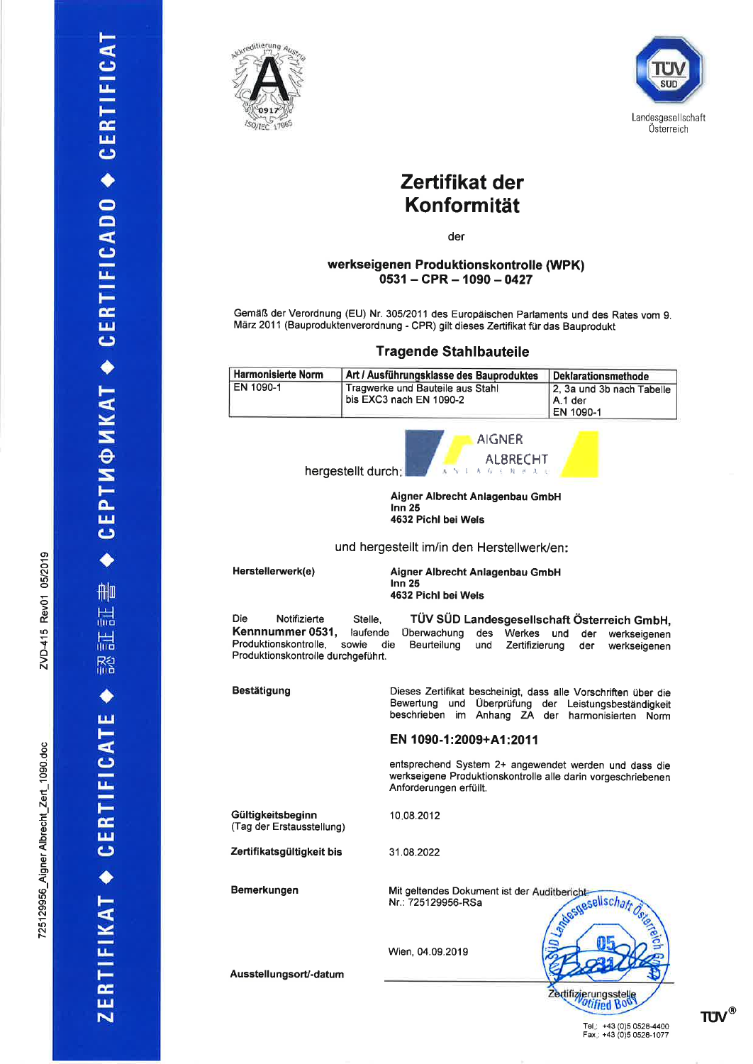# Zertifikat der Konformität

der

**werkseigenen Produktionskontrolle (WPK)**
**0531 – CPR – 1090 – 0427**

Gemäß der Verordnung (EU) Nr. 305/2011 des Europäischen Parlaments und des Rates vom 9. März 2011 (Bauproduktenverordnung - CPR) gilt dieses Zertifikat für das Bauprodukt

## Tragende Stahlbauteile

| Harmonisierte Norm | Art / Ausführungsklasse des Bauproduktes | Deklarationsmethode |
|---|---|---|
| EN 1090-1 | Tragwerke und Bauteile aus Stahl bis EXC3 nach EN 1090-2 | 2, 3a und 3b nach Tabelle A.1 der EN 1090-1 |

hergestellt durch:

**Aigner Albrecht Anlagenbau GmbH**
**Inn 25**
**4632 Pichl bei Wels**

und hergestellt im/in den Herstellwerk/en:

**Herstellerwerk(e)**

**Aigner Albrecht Anlagenbau GmbH**
**Inn 25**
**4632 Pichl bei Wels**

Die Notifizierte Stelle, **TÜV SÜD Landesgesellschaft Österreich GmbH, Kennnummer 0531,** laufende Überwachung des Werkes und der werkseigenen Produktionskontrolle, sowie die Beurteilung und Zertifizierung der werkseigenen Produktionskontrolle durchgeführt.

**Bestätigung**

Dieses Zertifikat bescheinigt, dass alle Vorschriften über die Bewertung und Überprüfung der Leistungsbeständigkeit beschrieben im Anhang ZA der harmonisierten Norm

**EN 1090-1:2009+A1:2011**

entsprechend System 2+ angewendet werden und dass die werkseigene Produktionskontrolle alle darin vorgeschriebenen Anforderungen erfüllt.

**Gültigkeitsbeginn**
(Tag der Erstausstellung)

10.08.2012

**Zertifikatsgültigkeit bis**

31.08.2022

**Bemerkungen**

Mit geltendes Dokument ist der Auditbericht Nr.: 725129956-RSa

**Ausstellungsort/-datum**

Wien, 04.09.2019

Zertifizierungsstelle

Tel.: +43 (0)5 0528-4400
Fax.: +43 (0)5 0528-1077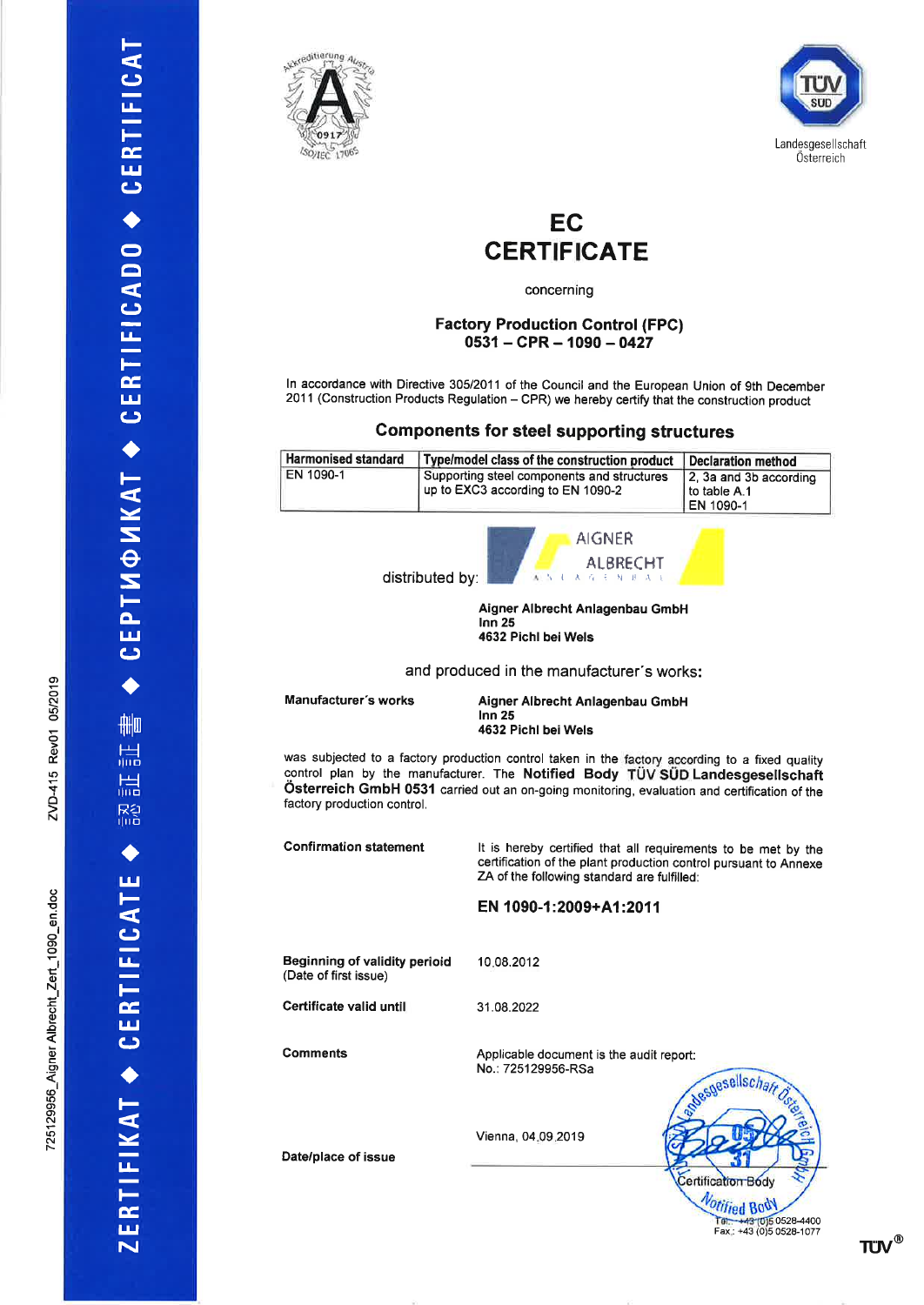ZERTIFIKAT ◆ CERTIFICATE ◆ 證書 ◆ СЕРТИФИКАТ ◆ CERTIFICADO ◆ CERTIFICAT

Akkreditierung Austria 0917 ISO/IEC 17065

TÜV SÜD Landesgesellschaft Österreich

# EC CERTIFICATE

concerning

**Factory Production Control (FPC)**
**0531 – CPR – 1090 – 0427**

In accordance with Directive 305/2011 of the Council and the European Union of 9th December 2011 (Construction Products Regulation – CPR) we hereby certify that the construction product

## Components for steel supporting structures

| Harmonised standard | Type/model class of the construction product | Declaration method |
|---|---|---|
| EN 1090-1 | Supporting steel components and structures up to EXC3 according to EN 1090-2 | 2, 3a and 3b according to table A.1 EN 1090-1 |

distributed by: AIGNER ALBRECHT ANLAGENBAU

**Aigner Albrecht Anlagenbau GmbH**
**Inn 25**
**4632 Pichl bei Wels**

and produced in the manufacturer´s works:

**Manufacturer´s works**

**Aigner Albrecht Anlagenbau GmbH**
**Inn 25**
**4632 Pichl bei Wels**

was subjected to a factory production control taken in the factory according to a fixed quality control plan by the manufacturer. The **Notified Body TÜV SÜD Landesgesellschaft Österreich GmbH 0531** carried out an on-going monitoring, evaluation and certification of the factory production control.

**Confirmation statement**

It is hereby certified that all requirements to be met by the certification of the plant production control pursuant to Annexe ZA of the following standard are fulfilled:

**EN 1090-1:2009+A1:2011**

**Beginning of validity period** (Date of first issue): 10.08.2012

**Certificate valid until**: 31.08.2022

**Comments**: Applicable document is the audit report: No.: 725129956-RSa

**Date/place of issue**: Vienna, 04.09.2019

Landesgesellschaft Österreich GmbH – TÜV SÜD 0531 – Certification Body – Notified Body

Tel.: +43 (0)5 0528-4400
Fax: +43 (0)5 0528-1077

725129956_Aigner Albrecht_Zert_1090_en.doc ZVD-415 Rev01 05/2019